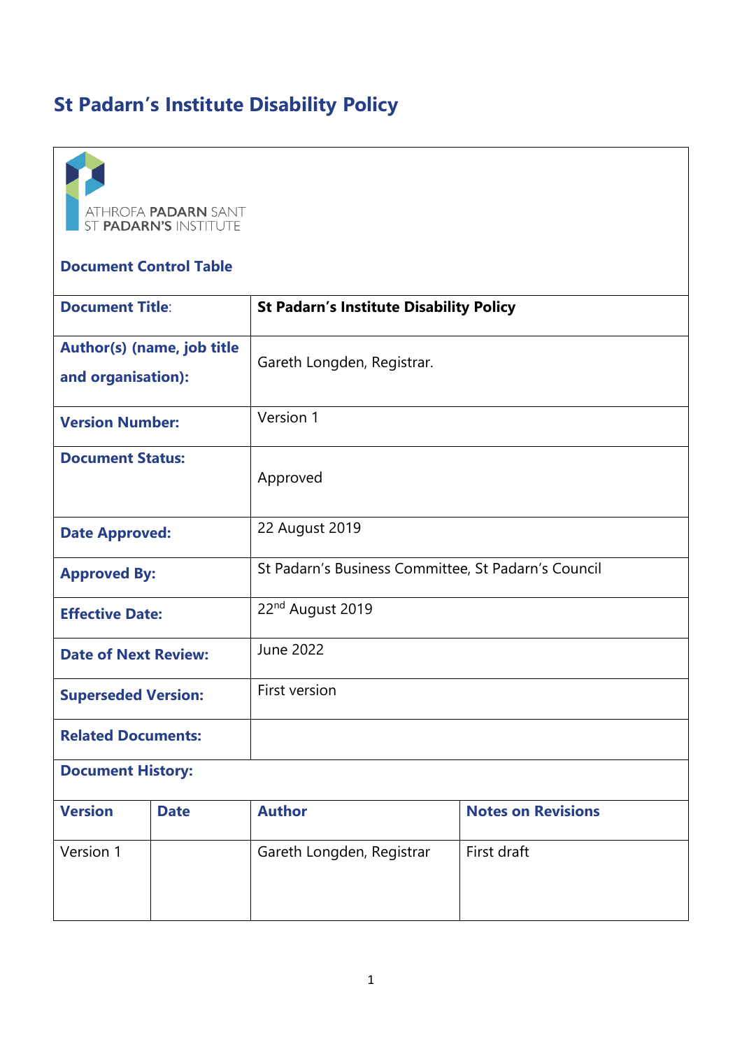# St Padarn's Institute Disability Policy

ATHROFA PADARN SANT
ST PADARN'S INSTITUTE

**Document Control Table**

| | | | |
|---|---|---|---|
| **Document Title:** | **St Padarn's Institute Disability Policy** | | |
| **Author(s) (name, job title and organisation):** | Gareth Longden, Registrar. | | |
| **Version Number:** | Version 1 | | |
| **Document Status:** | Approved | | |
| **Date Approved:** | 22 August 2019 | | |
| **Approved By:** | St Padarn's Business Committee, St Padarn's Council | | |
| **Effective Date:** | 22nd August 2019 | | |
| **Date of Next Review:** | June 2022 | | |
| **Superseded Version:** | First version | | |
| **Related Documents:** | | | |
| **Document History:** | | | |
| **Version** | **Date** | **Author** | **Notes on Revisions** |
| Version 1 | | Gareth Longden, Registrar | First draft |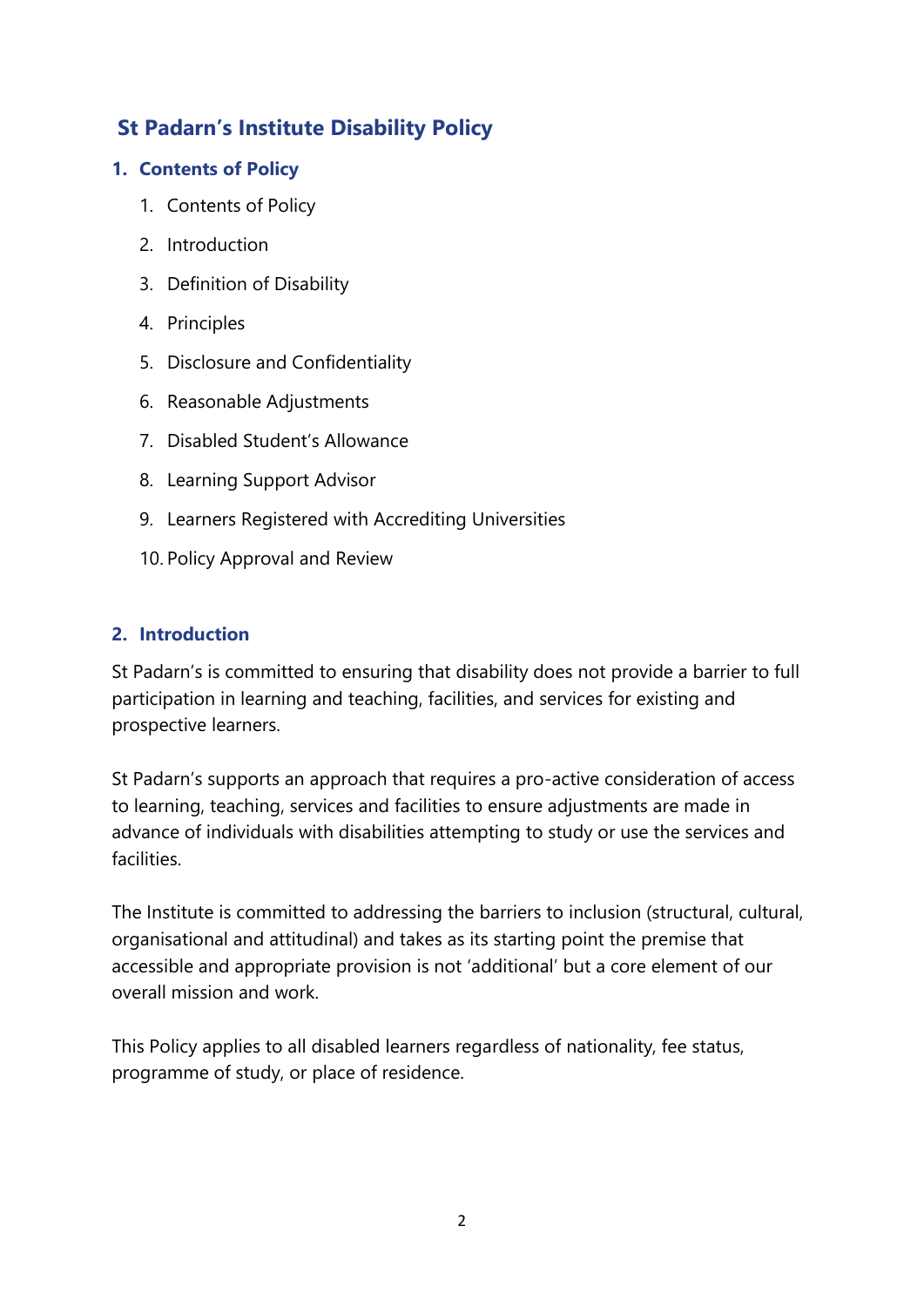# St Padarn's Institute Disability Policy

## 1. Contents of Policy

1. Contents of Policy
2. Introduction
3. Definition of Disability
4. Principles
5. Disclosure and Confidentiality
6. Reasonable Adjustments
7. Disabled Student's Allowance
8. Learning Support Advisor
9. Learners Registered with Accrediting Universities
10. Policy Approval and Review

## 2. Introduction

St Padarn's is committed to ensuring that disability does not provide a barrier to full participation in learning and teaching, facilities, and services for existing and prospective learners.

St Padarn's supports an approach that requires a pro-active consideration of access to learning, teaching, services and facilities to ensure adjustments are made in advance of individuals with disabilities attempting to study or use the services and facilities.

The Institute is committed to addressing the barriers to inclusion (structural, cultural, organisational and attitudinal) and takes as its starting point the premise that accessible and appropriate provision is not 'additional' but a core element of our overall mission and work.

This Policy applies to all disabled learners regardless of nationality, fee status, programme of study, or place of residence.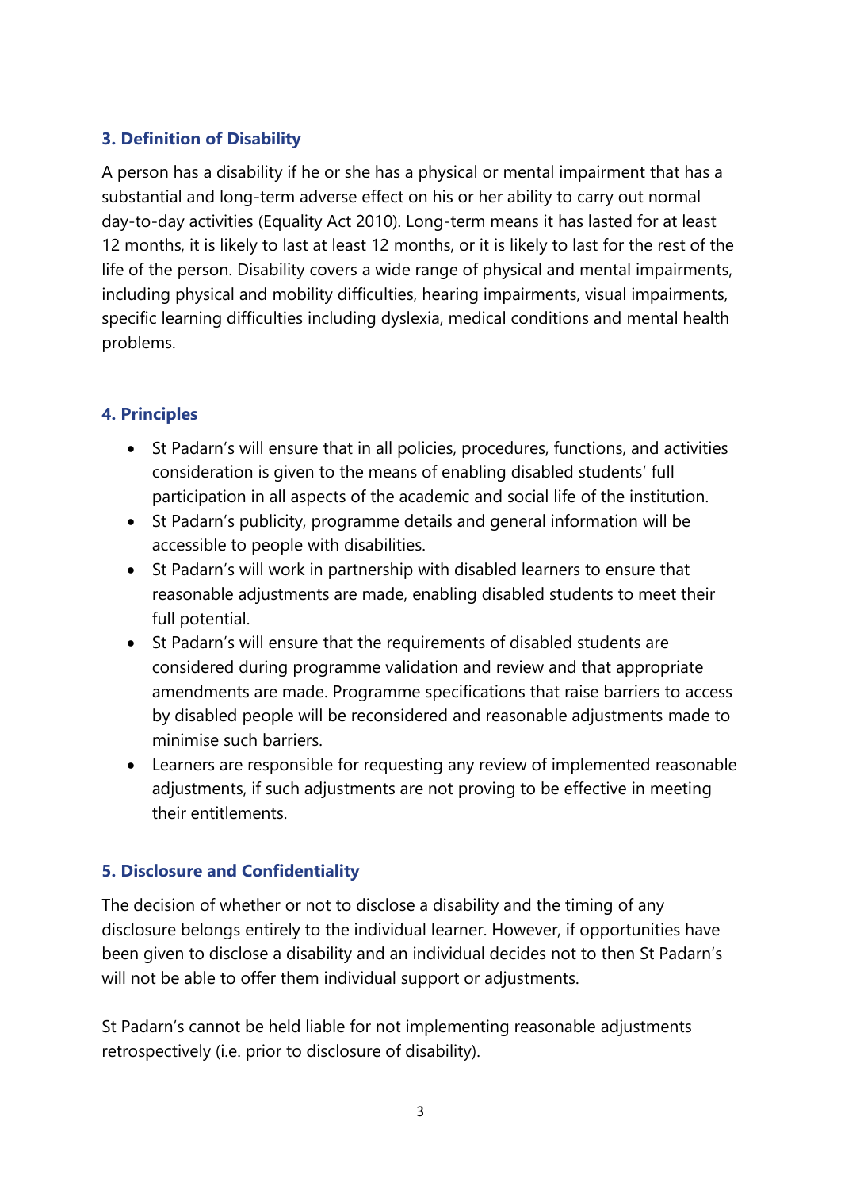### 3. Definition of Disability

A person has a disability if he or she has a physical or mental impairment that has a substantial and long-term adverse effect on his or her ability to carry out normal day-to-day activities (Equality Act 2010). Long-term means it has lasted for at least 12 months, it is likely to last at least 12 months, or it is likely to last for the rest of the life of the person. Disability covers a wide range of physical and mental impairments, including physical and mobility difficulties, hearing impairments, visual impairments, specific learning difficulties including dyslexia, medical conditions and mental health problems.

### 4. Principles

- St Padarn's will ensure that in all policies, procedures, functions, and activities consideration is given to the means of enabling disabled students' full participation in all aspects of the academic and social life of the institution.
- St Padarn's publicity, programme details and general information will be accessible to people with disabilities.
- St Padarn's will work in partnership with disabled learners to ensure that reasonable adjustments are made, enabling disabled students to meet their full potential.
- St Padarn's will ensure that the requirements of disabled students are considered during programme validation and review and that appropriate amendments are made. Programme specifications that raise barriers to access by disabled people will be reconsidered and reasonable adjustments made to minimise such barriers.
- Learners are responsible for requesting any review of implemented reasonable adjustments, if such adjustments are not proving to be effective in meeting their entitlements.

### 5. Disclosure and Confidentiality

The decision of whether or not to disclose a disability and the timing of any disclosure belongs entirely to the individual learner. However, if opportunities have been given to disclose a disability and an individual decides not to then St Padarn's will not be able to offer them individual support or adjustments.

St Padarn's cannot be held liable for not implementing reasonable adjustments retrospectively (i.e. prior to disclosure of disability).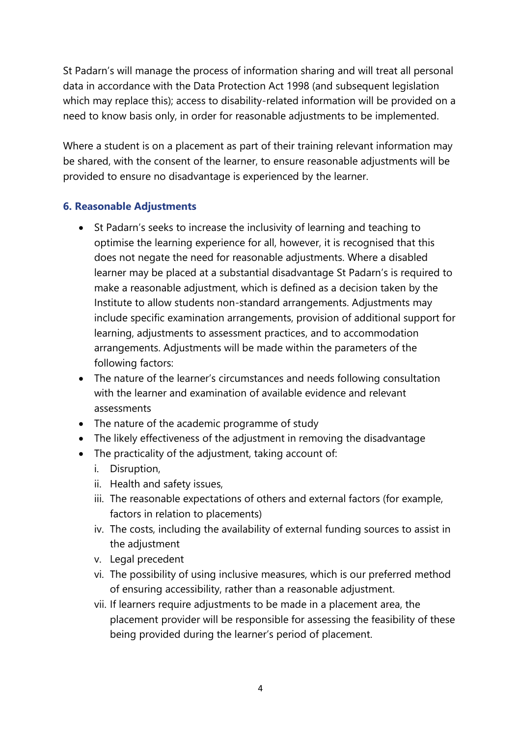St Padarn's will manage the process of information sharing and will treat all personal data in accordance with the Data Protection Act 1998 (and subsequent legislation which may replace this); access to disability-related information will be provided on a need to know basis only, in order for reasonable adjustments to be implemented.

Where a student is on a placement as part of their training relevant information may be shared, with the consent of the learner, to ensure reasonable adjustments will be provided to ensure no disadvantage is experienced by the learner.

## 6. Reasonable Adjustments

- St Padarn's seeks to increase the inclusivity of learning and teaching to optimise the learning experience for all, however, it is recognised that this does not negate the need for reasonable adjustments. Where a disabled learner may be placed at a substantial disadvantage St Padarn's is required to make a reasonable adjustment, which is defined as a decision taken by the Institute to allow students non-standard arrangements. Adjustments may include specific examination arrangements, provision of additional support for learning, adjustments to assessment practices, and to accommodation arrangements. Adjustments will be made within the parameters of the following factors:
- The nature of the learner's circumstances and needs following consultation with the learner and examination of available evidence and relevant assessments
- The nature of the academic programme of study
- The likely effectiveness of the adjustment in removing the disadvantage
- The practicality of the adjustment, taking account of:
  i. Disruption,
  ii. Health and safety issues,
  iii. The reasonable expectations of others and external factors (for example, factors in relation to placements)
  iv. The costs, including the availability of external funding sources to assist in the adjustment
  v. Legal precedent
  vi. The possibility of using inclusive measures, which is our preferred method of ensuring accessibility, rather than a reasonable adjustment.
  vii. If learners require adjustments to be made in a placement area, the placement provider will be responsible for assessing the feasibility of these being provided during the learner's period of placement.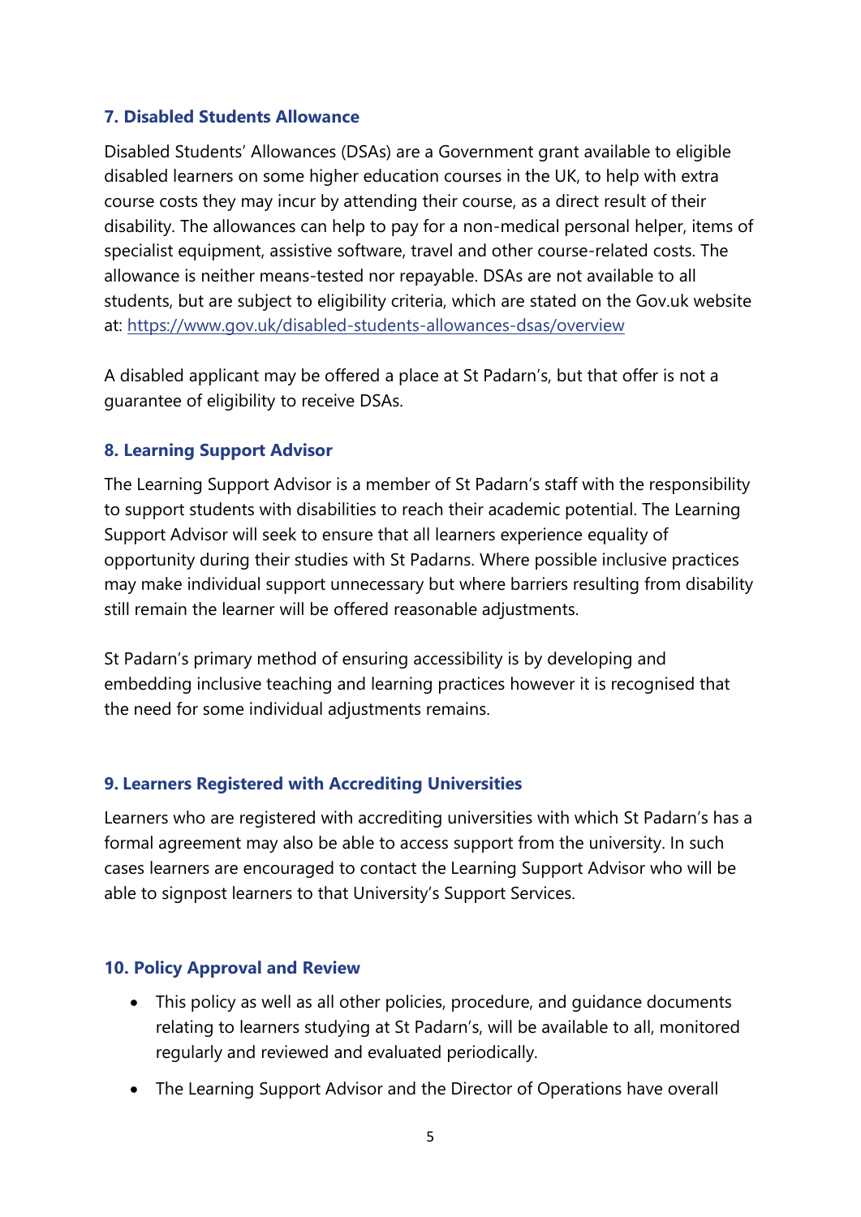## 7. Disabled Students Allowance

Disabled Students' Allowances (DSAs) are a Government grant available to eligible disabled learners on some higher education courses in the UK, to help with extra course costs they may incur by attending their course, as a direct result of their disability. The allowances can help to pay for a non-medical personal helper, items of specialist equipment, assistive software, travel and other course-related costs. The allowance is neither means-tested nor repayable. DSAs are not available to all students, but are subject to eligibility criteria, which are stated on the Gov.uk website at: https://www.gov.uk/disabled-students-allowances-dsas/overview

A disabled applicant may be offered a place at St Padarn's, but that offer is not a guarantee of eligibility to receive DSAs.

## 8. Learning Support Advisor

The Learning Support Advisor is a member of St Padarn's staff with the responsibility to support students with disabilities to reach their academic potential. The Learning Support Advisor will seek to ensure that all learners experience equality of opportunity during their studies with St Padarns. Where possible inclusive practices may make individual support unnecessary but where barriers resulting from disability still remain the learner will be offered reasonable adjustments.

St Padarn's primary method of ensuring accessibility is by developing and embedding inclusive teaching and learning practices however it is recognised that the need for some individual adjustments remains.

## 9. Learners Registered with Accrediting Universities

Learners who are registered with accrediting universities with which St Padarn's has a formal agreement may also be able to access support from the university. In such cases learners are encouraged to contact the Learning Support Advisor who will be able to signpost learners to that University's Support Services.

## 10. Policy Approval and Review

- This policy as well as all other policies, procedure, and guidance documents relating to learners studying at St Padarn's, will be available to all, monitored regularly and reviewed and evaluated periodically.
- The Learning Support Advisor and the Director of Operations have overall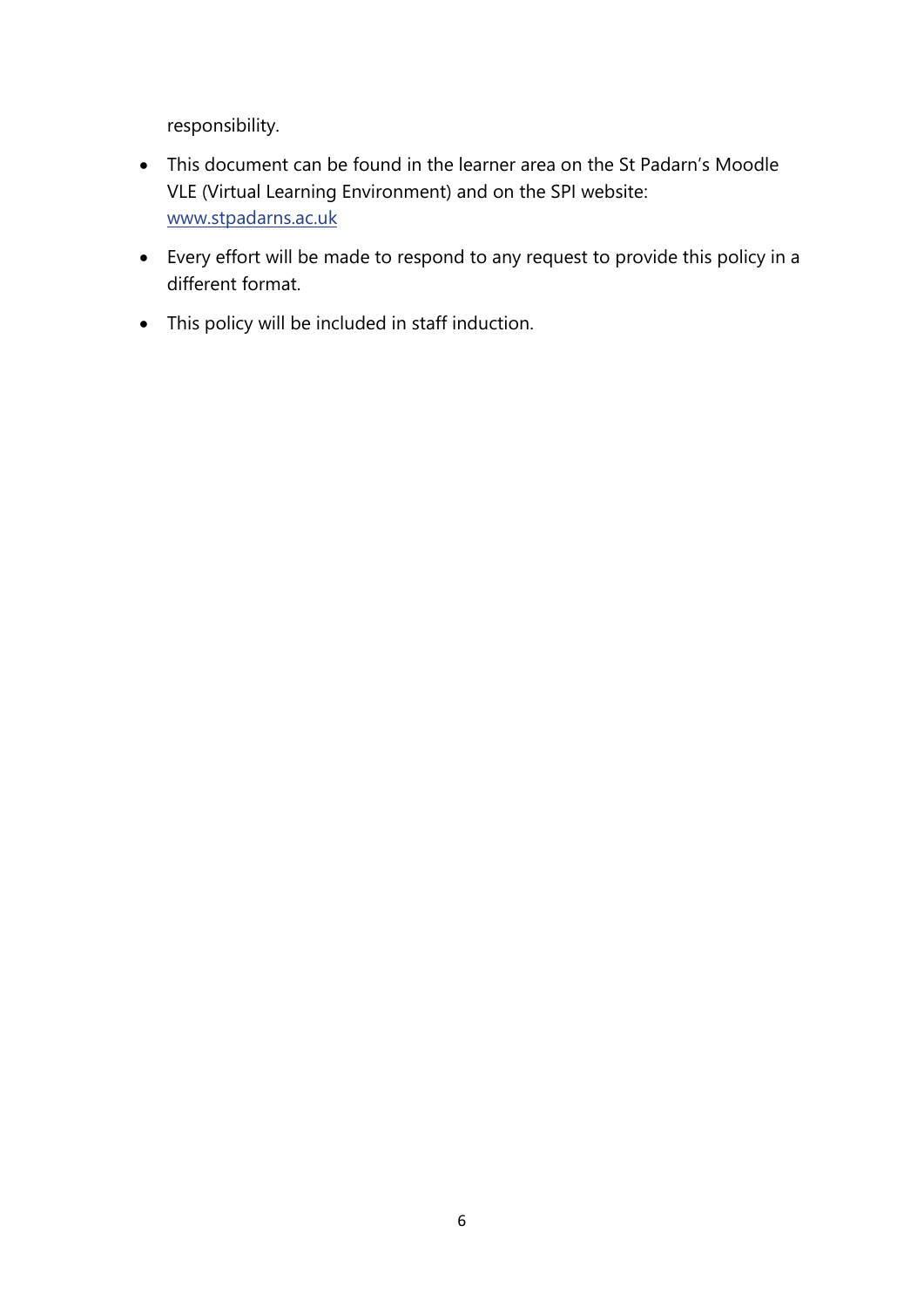responsibility.

- This document can be found in the learner area on the St Padarn's Moodle VLE (Virtual Learning Environment) and on the SPI website: [www.stpadarns.ac.uk](http://www.stpadarns.ac.uk)
- Every effort will be made to respond to any request to provide this policy in a different format.
- This policy will be included in staff induction.